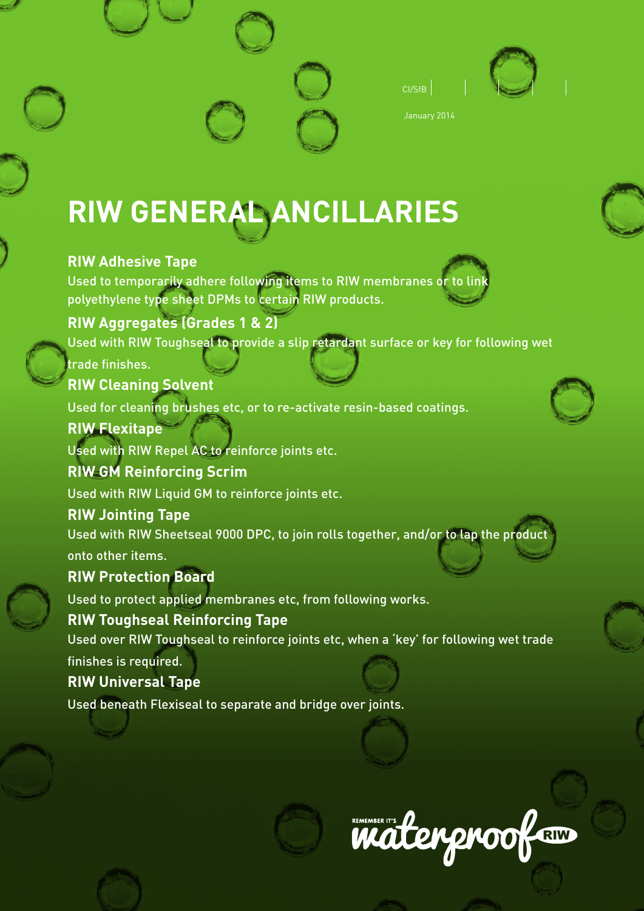CI/SfB

January 2014

# RIW GENERAL ANCILLARIES

## RIW Adhesive Tape

Used to temporarily adhere following items to RIW membranes or to link polyethylene type sheet DPMs to certain RIW products.

## RIW Aggregates (Grades 1 & 2)

Used with RIW Toughseal to provide a slip retardant surface or key for following wet trade finishes.

## RIW Cleaning Solvent

Used for cleaning brushes etc, or to re-activate resin-based coatings.

## RIW Flexitape

Used with RIW Repel AC to reinforce joints etc.

## RIW GM Reinforcing Scrim

Used with RIW Liquid GM to reinforce joints etc.

## RIW Jointing Tape

Used with RIW Sheetseal 9000 DPC, to join rolls together, and/or to lap the product onto other items.

## RIW Protection Board

Used to protect applied membranes etc, from following works.

## RIW Toughseal Reinforcing Tape

Used over RIW Toughseal to reinforce joints etc, when a 'key' for following wet trade finishes is required.

## RIW Universal Tape

Used beneath Flexiseal to separate and bridge over joints.

REMEMBER IT'S waterproof RIW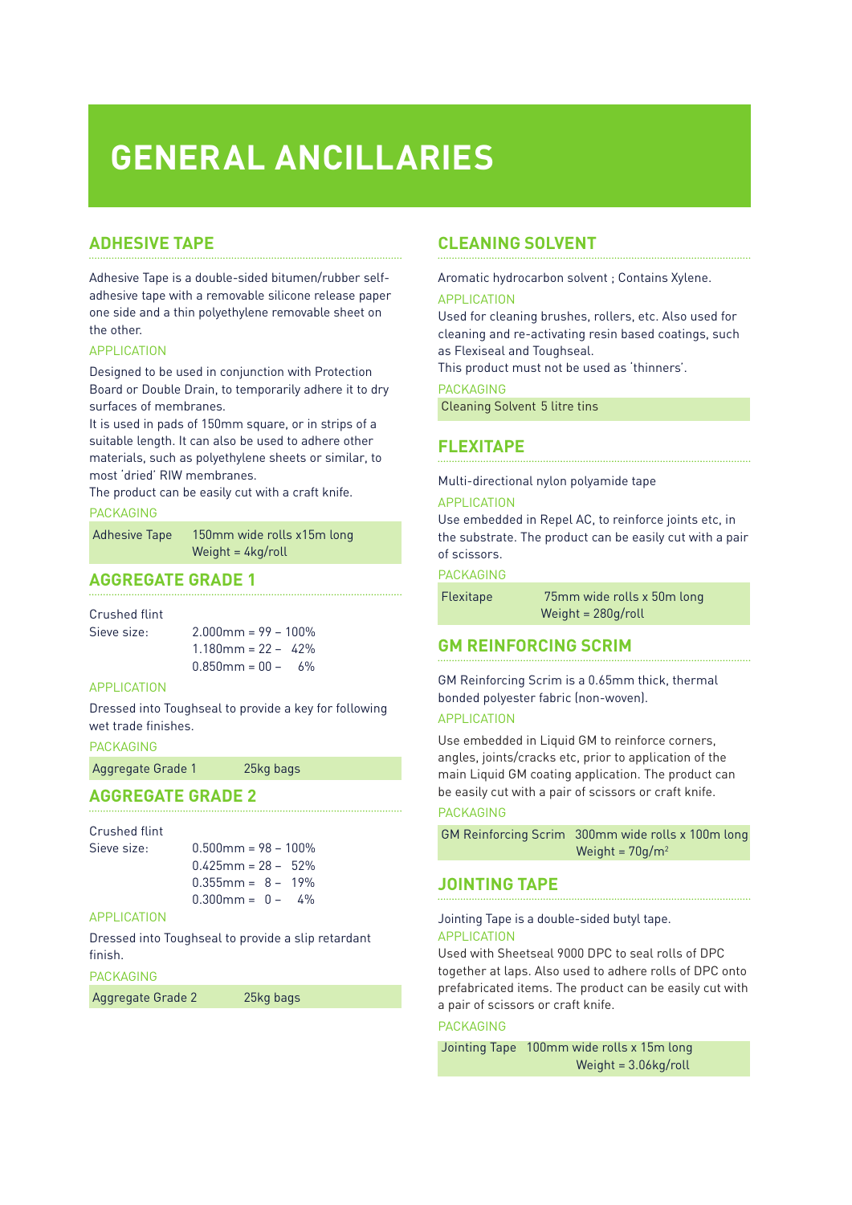# GENERAL ANCILLARIES

## ADHESIVE TAPE

Adhesive Tape is a double-sided bitumen/rubber self-adhesive tape with a removable silicone release paper one side and a thin polyethylene removable sheet on the other.

### APPLICATION

Designed to be used in conjunction with Protection Board or Double Drain, to temporarily adhere it to dry surfaces of membranes.

It is used in pads of 150mm square, or in strips of a suitable length. It can also be used to adhere other materials, such as polyethylene sheets or similar, to most 'dried' RIW membranes.

The product can be easily cut with a craft knife.

### PACKAGING

| Adhesive Tape | 150mm wide rolls x15m long<br>Weight = 4kg/roll |
|---|---|

## AGGREGATE GRADE 1

Crushed flint

Sieve size:
2.000mm = 99 – 100%
1.180mm = 22 – 42%
0.850mm = 00 – 6%

### APPLICATION

Dressed into Toughseal to provide a key for following wet trade finishes.

### PACKAGING

| Aggregate Grade 1 | 25kg bags |
|---|---|

## AGGREGATE GRADE 2

Crushed flint

Sieve size:
0.500mm = 98 – 100%
0.425mm = 28 – 52%
0.355mm = 8 – 19%
0.300mm = 0 – 4%

### APPLICATION

Dressed into Toughseal to provide a slip retardant finish.

### PACKAGING

| Aggregate Grade 2 | 25kg bags |
|---|---|

## CLEANING SOLVENT

Aromatic hydrocarbon solvent ; Contains Xylene.

### APPLICATION

Used for cleaning brushes, rollers, etc. Also used for cleaning and re-activating resin based coatings, such as Flexiseal and Toughseal.

This product must not be used as 'thinners'.

### PACKAGING

| Cleaning Solvent | 5 litre tins |
|---|---|

## FLEXITAPE

Multi-directional nylon polyamide tape

### APPLICATION

Use embedded in Repel AC, to reinforce joints etc, in the substrate. The product can be easily cut with a pair of scissors.

### PACKAGING

| Flexitape | 75mm wide rolls x 50m long<br>Weight = 280g/roll |
|---|---|

## GM REINFORCING SCRIM

GM Reinforcing Scrim is a 0.65mm thick, thermal bonded polyester fabric (non-woven).

### APPLICATION

Use embedded in Liquid GM to reinforce corners, angles, joints/cracks etc, prior to application of the main Liquid GM coating application. The product can be easily cut with a pair of scissors or craft knife.

### PACKAGING

| GM Reinforcing Scrim | 300mm wide rolls x 100m long<br>Weight = 70g/m$^2$ |
|---|---|

## JOINTING TAPE

Jointing Tape is a double-sided butyl tape.

### APPLICATION

Used with Sheetseal 9000 DPC to seal rolls of DPC together at laps. Also used to adhere rolls of DPC onto prefabricated items. The product can be easily cut with a pair of scissors or craft knife.

### PACKAGING

| Jointing Tape | 100mm wide rolls x 15m long<br>Weight = 3.06kg/roll |
|---|---|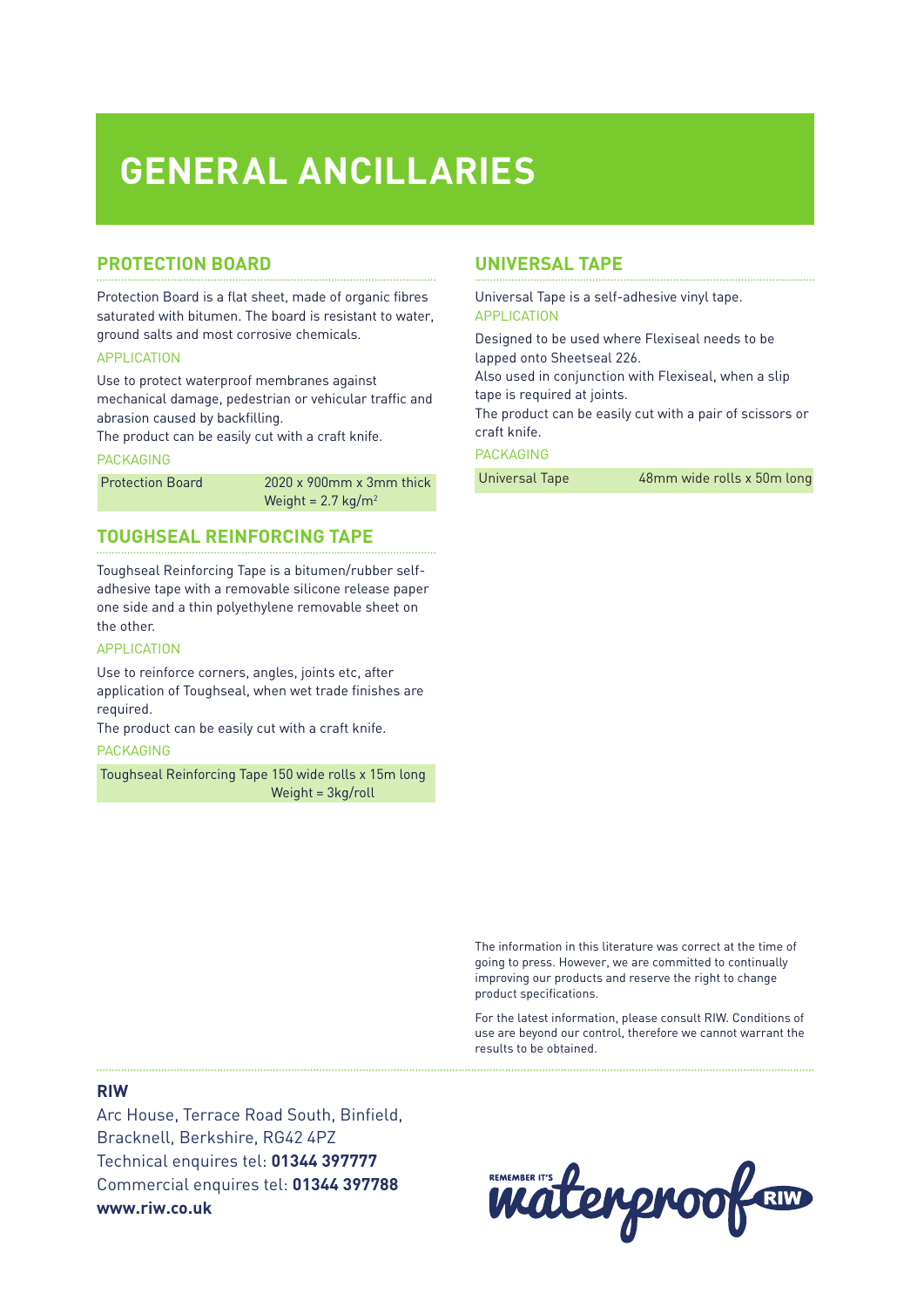# GENERAL ANCILLARIES

## PROTECTION BOARD

Protection Board is a flat sheet, made of organic fibres saturated with bitumen. The board is resistant to water, ground salts and most corrosive chemicals.

### APPLICATION

Use to protect waterproof membranes against mechanical damage, pedestrian or vehicular traffic and abrasion caused by backfilling.

The product can be easily cut with a craft knife.

### PACKAGING

| | |
|---|---|
| Protection Board | 2020 x 900mm x 3mm thick<br>Weight = 2.7 kg/m$^2$ |

## TOUGHSEAL REINFORCING TAPE

Toughseal Reinforcing Tape is a bitumen/rubber self-adhesive tape with a removable silicone release paper one side and a thin polyethylene removable sheet on the other.

### APPLICATION

Use to reinforce corners, angles, joints etc, after application of Toughseal, when wet trade finishes are required.

The product can be easily cut with a craft knife.

### PACKAGING

| | |
|---|---|
| Toughseal Reinforcing Tape | 150 wide rolls x 15m long<br>Weight = 3kg/roll |

## UNIVERSAL TAPE

Universal Tape is a self-adhesive vinyl tape.

### APPLICATION

Designed to be used where Flexiseal needs to be lapped onto Sheetseal 226.

Also used in conjunction with Flexiseal, when a slip tape is required at joints.

The product can be easily cut with a pair of scissors or craft knife.

### PACKAGING

| | |
|---|---|
| Universal Tape | 48mm wide rolls x 50m long |

The information in this literature was correct at the time of going to press. However, we are committed to continually improving our products and reserve the right to change product specifications.

For the latest information, please consult RIW. Conditions of use are beyond our control, therefore we cannot warrant the results to be obtained.

**RIW**

Arc House, Terrace Road South, Binfield, Bracknell, Berkshire, RG42 4PZ
Technical enquires tel: **01344 397777**
Commercial enquires tel: **01344 397788**
**www.riw.co.uk**

REMEMBER IT'S waterproof RIW